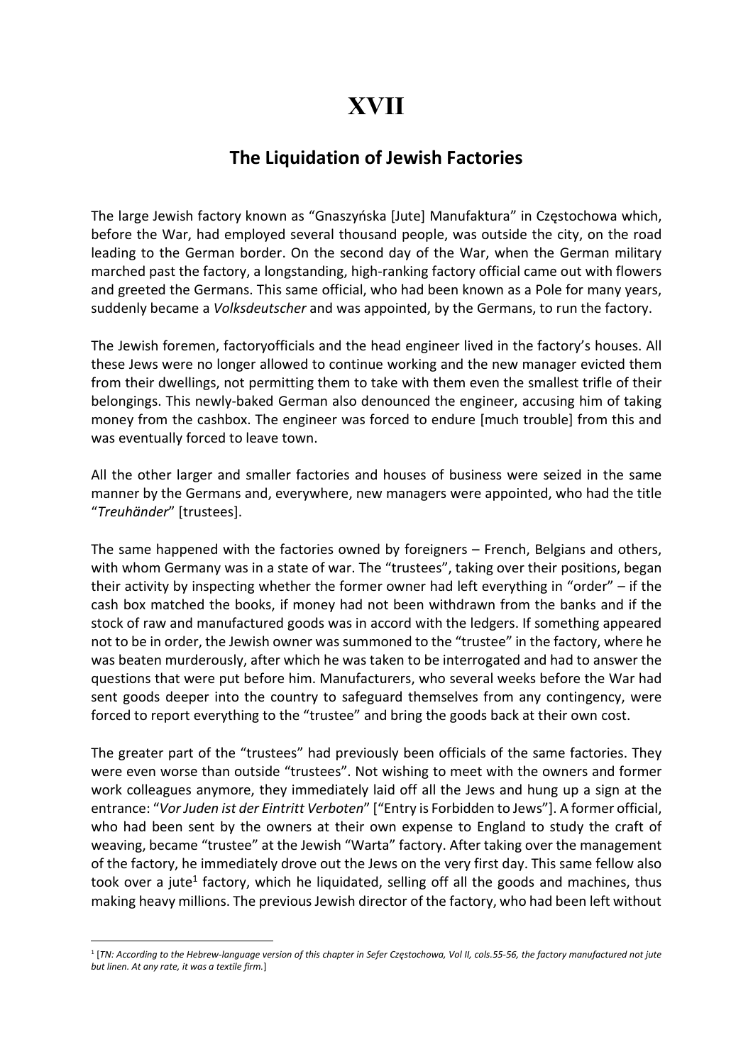# XVII

## The Liquidation of Jewish Factories

The large Jewish factory known as "Gnaszyńska [Jute] Manufaktura" in Częstochowa which, before the War, had employed several thousand people, was outside the city, on the road leading to the German border. On the second day of the War, when the German military marched past the factory, a longstanding, high-ranking factory official came out with flowers and greeted the Germans. This same official, who had been known as a Pole for many years, suddenly became a *Volksdeutscher* and was appointed, by the Germans, to run the factory.

The Jewish foremen, factoryofficials and the head engineer lived in the factory's houses. All these Jews were no longer allowed to continue working and the new manager evicted them from their dwellings, not permitting them to take with them even the smallest trifle of their belongings. This newly-baked German also denounced the engineer, accusing him of taking money from the cashbox. The engineer was forced to endure [much trouble] from this and was eventually forced to leave town.

All the other larger and smaller factories and houses of business were seized in the same manner by the Germans and, everywhere, new managers were appointed, who had the title "*Treuhänder*" [trustees].

The same happened with the factories owned by foreigners – French, Belgians and others, with whom Germany was in a state of war. The "trustees", taking over their positions, began their activity by inspecting whether the former owner had left everything in "order" – if the cash box matched the books, if money had not been withdrawn from the banks and if the stock of raw and manufactured goods was in accord with the ledgers. If something appeared not to be in order, the Jewish owner was summoned to the "trustee" in the factory, where he was beaten murderously, after which he was taken to be interrogated and had to answer the questions that were put before him. Manufacturers, who several weeks before the War had sent goods deeper into the country to safeguard themselves from any contingency, were forced to report everything to the "trustee" and bring the goods back at their own cost.

The greater part of the "trustees" had previously been officials of the same factories. They were even worse than outside "trustees". Not wishing to meet with the owners and former work colleagues anymore, they immediately laid off all the Jews and hung up a sign at the entrance: "*Vor Juden ist der Eintritt Verboten*" ["Entry is Forbidden to Jews"]. A former official, who had been sent by the owners at their own expense to England to study the craft of weaving, became "trustee" at the Jewish "Warta" factory. After taking over the management of the factory, he immediately drove out the Jews on the very first day. This same fellow also took over a jute[1] factory, which he liquidated, selling off all the goods and machines, thus making heavy millions. The previous Jewish director of the factory, who had been left without

[1] [*TN: According to the Hebrew-language version of this chapter in Sefer Częstochowa, Vol II, cols.55-56, the factory manufactured not jute but linen. At any rate, it was a textile firm.*]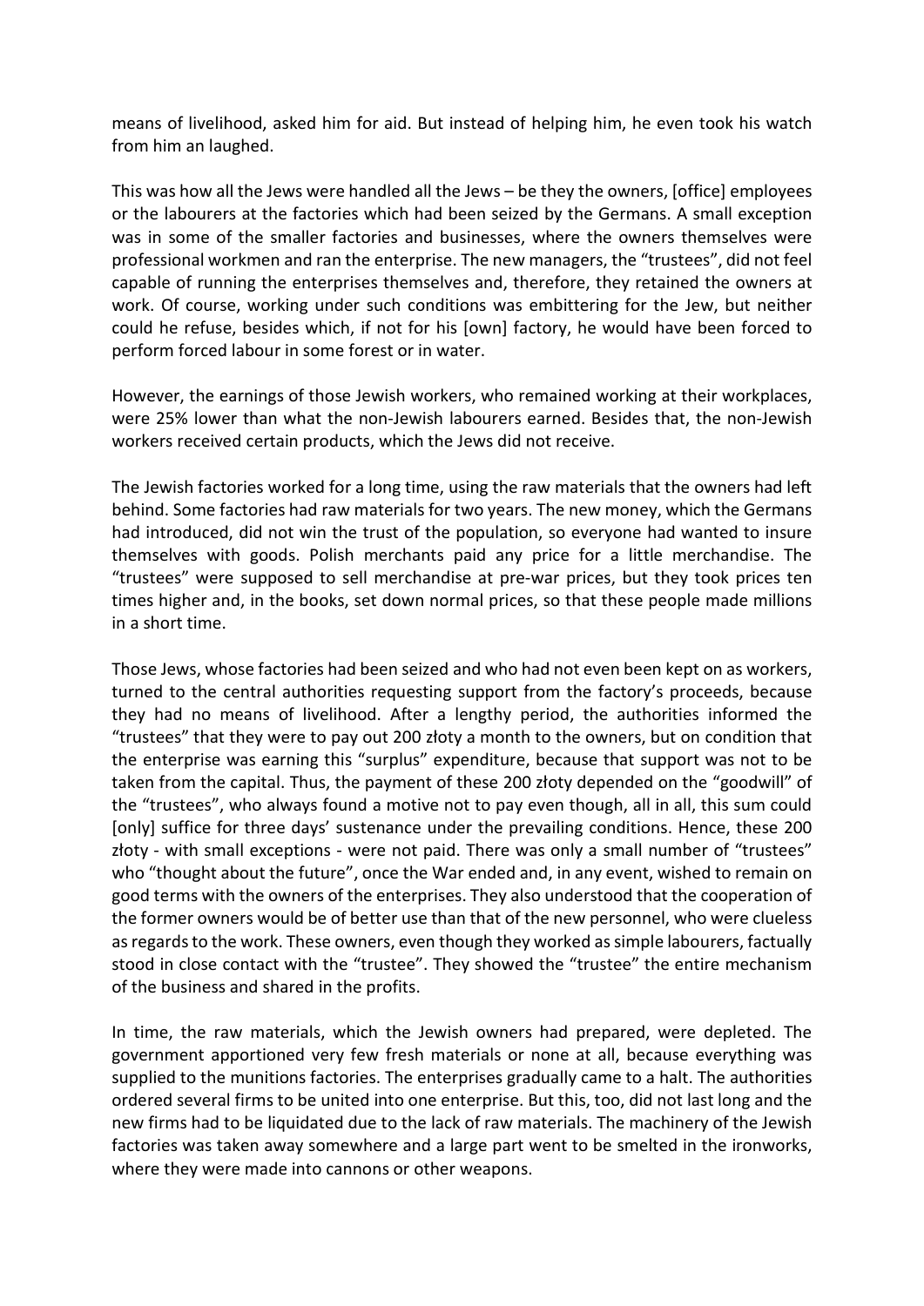means of livelihood, asked him for aid. But instead of helping him, he even took his watch from him an laughed.

This was how all the Jews were handled all the Jews – be they the owners, [office] employees or the labourers at the factories which had been seized by the Germans. A small exception was in some of the smaller factories and businesses, where the owners themselves were professional workmen and ran the enterprise. The new managers, the "trustees", did not feel capable of running the enterprises themselves and, therefore, they retained the owners at work. Of course, working under such conditions was embittering for the Jew, but neither could he refuse, besides which, if not for his [own] factory, he would have been forced to perform forced labour in some forest or in water.

However, the earnings of those Jewish workers, who remained working at their workplaces, were 25% lower than what the non-Jewish labourers earned. Besides that, the non-Jewish workers received certain products, which the Jews did not receive.

The Jewish factories worked for a long time, using the raw materials that the owners had left behind. Some factories had raw materials for two years. The new money, which the Germans had introduced, did not win the trust of the population, so everyone had wanted to insure themselves with goods. Polish merchants paid any price for a little merchandise. The "trustees" were supposed to sell merchandise at pre-war prices, but they took prices ten times higher and, in the books, set down normal prices, so that these people made millions in a short time.

Those Jews, whose factories had been seized and who had not even been kept on as workers, turned to the central authorities requesting support from the factory's proceeds, because they had no means of livelihood. After a lengthy period, the authorities informed the "trustees" that they were to pay out 200 złoty a month to the owners, but on condition that the enterprise was earning this "surplus" expenditure, because that support was not to be taken from the capital. Thus, the payment of these 200 złoty depended on the "goodwill" of the "trustees", who always found a motive not to pay even though, all in all, this sum could [only] suffice for three days' sustenance under the prevailing conditions. Hence, these 200 złoty - with small exceptions - were not paid. There was only a small number of "trustees" who "thought about the future", once the War ended and, in any event, wished to remain on good terms with the owners of the enterprises. They also understood that the cooperation of the former owners would be of better use than that of the new personnel, who were clueless as regards to the work. These owners, even though they worked as simple labourers, factually stood in close contact with the "trustee". They showed the "trustee" the entire mechanism of the business and shared in the profits.

In time, the raw materials, which the Jewish owners had prepared, were depleted. The government apportioned very few fresh materials or none at all, because everything was supplied to the munitions factories. The enterprises gradually came to a halt. The authorities ordered several firms to be united into one enterprise. But this, too, did not last long and the new firms had to be liquidated due to the lack of raw materials. The machinery of the Jewish factories was taken away somewhere and a large part went to be smelted in the ironworks, where they were made into cannons or other weapons.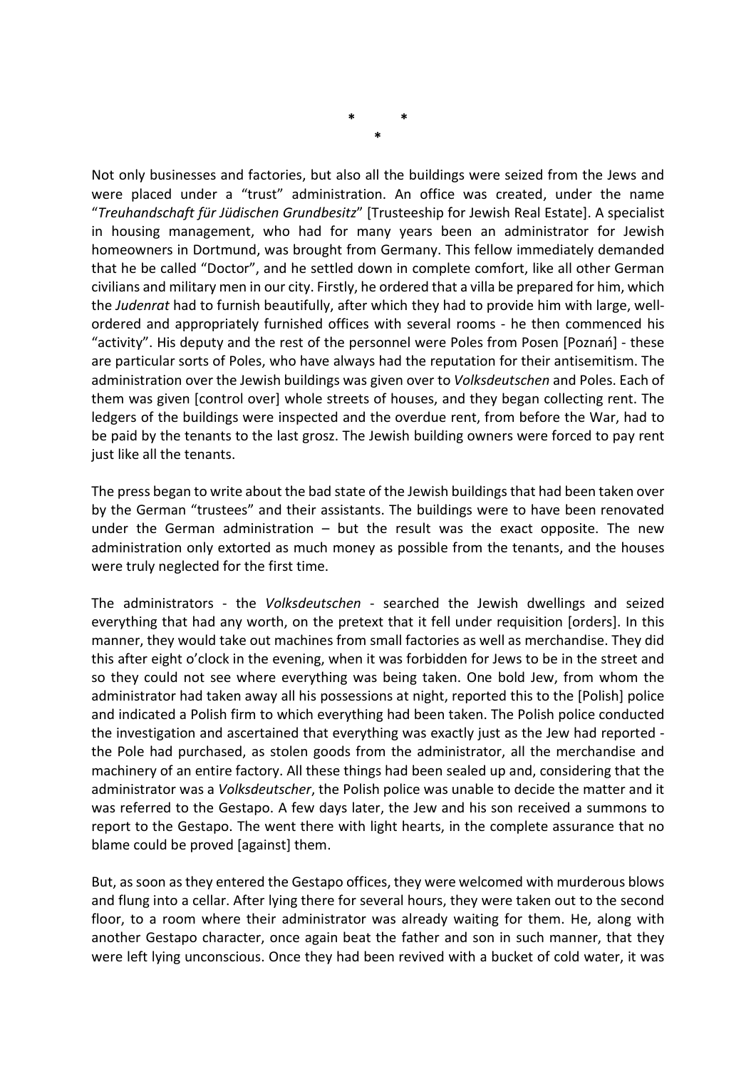\*       \*
\*

Not only businesses and factories, but also all the buildings were seized from the Jews and were placed under a "trust" administration. An office was created, under the name "*Treuhandschaft für Jüdischen Grundbesitz*" [Trusteeship for Jewish Real Estate]. A specialist in housing management, who had for many years been an administrator for Jewish homeowners in Dortmund, was brought from Germany. This fellow immediately demanded that he be called "Doctor", and he settled down in complete comfort, like all other German civilians and military men in our city. Firstly, he ordered that a villa be prepared for him, which the *Judenrat* had to furnish beautifully, after which they had to provide him with large, well-ordered and appropriately furnished offices with several rooms - he then commenced his "activity". His deputy and the rest of the personnel were Poles from Posen [Poznań] - these are particular sorts of Poles, who have always had the reputation for their antisemitism. The administration over the Jewish buildings was given over to *Volksdeutschen* and Poles. Each of them was given [control over] whole streets of houses, and they began collecting rent. The ledgers of the buildings were inspected and the overdue rent, from before the War, had to be paid by the tenants to the last grosz. The Jewish building owners were forced to pay rent just like all the tenants.

The press began to write about the bad state of the Jewish buildings that had been taken over by the German "trustees" and their assistants. The buildings were to have been renovated under the German administration – but the result was the exact opposite. The new administration only extorted as much money as possible from the tenants, and the houses were truly neglected for the first time.

The administrators - the *Volksdeutschen* - searched the Jewish dwellings and seized everything that had any worth, on the pretext that it fell under requisition [orders]. In this manner, they would take out machines from small factories as well as merchandise. They did this after eight o'clock in the evening, when it was forbidden for Jews to be in the street and so they could not see where everything was being taken. One bold Jew, from whom the administrator had taken away all his possessions at night, reported this to the [Polish] police and indicated a Polish firm to which everything had been taken. The Polish police conducted the investigation and ascertained that everything was exactly just as the Jew had reported - the Pole had purchased, as stolen goods from the administrator, all the merchandise and machinery of an entire factory. All these things had been sealed up and, considering that the administrator was a *Volksdeutscher*, the Polish police was unable to decide the matter and it was referred to the Gestapo. A few days later, the Jew and his son received a summons to report to the Gestapo. The went there with light hearts, in the complete assurance that no blame could be proved [against] them.

But, as soon as they entered the Gestapo offices, they were welcomed with murderous blows and flung into a cellar. After lying there for several hours, they were taken out to the second floor, to a room where their administrator was already waiting for them. He, along with another Gestapo character, once again beat the father and son in such manner, that they were left lying unconscious. Once they had been revived with a bucket of cold water, it was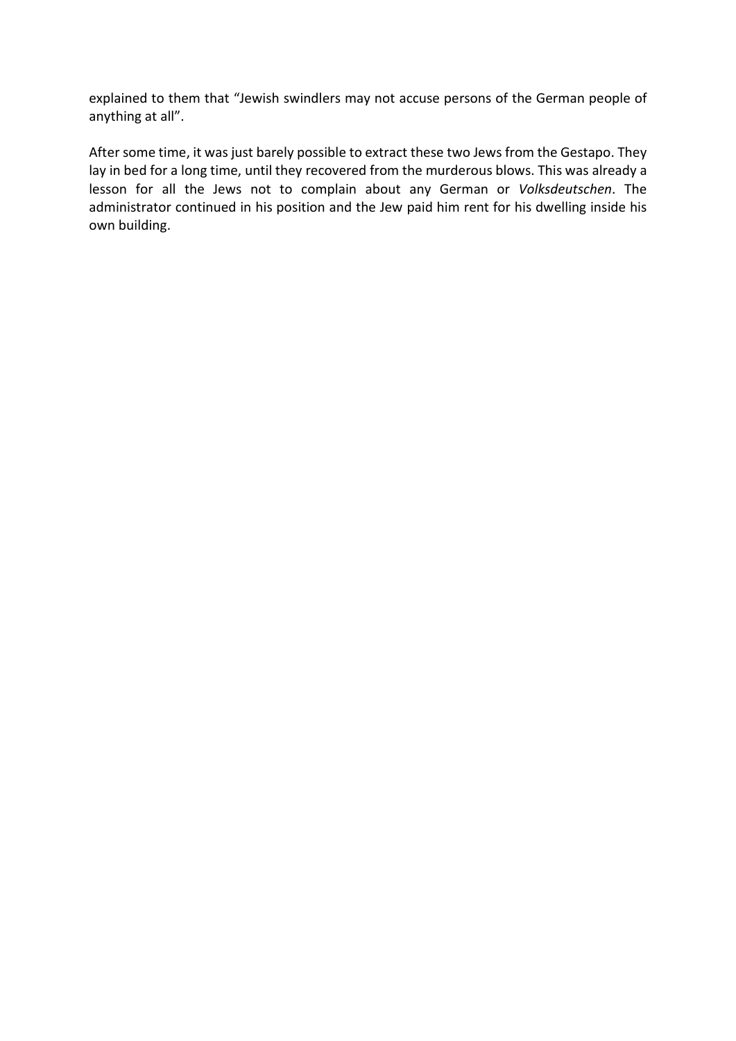explained to them that “Jewish swindlers may not accuse persons of the German people of anything at all”.

After some time, it was just barely possible to extract these two Jews from the Gestapo. They lay in bed for a long time, until they recovered from the murderous blows. This was already a lesson for all the Jews not to complain about any German or *Volksdeutschen*. The administrator continued in his position and the Jew paid him rent for his dwelling inside his own building.